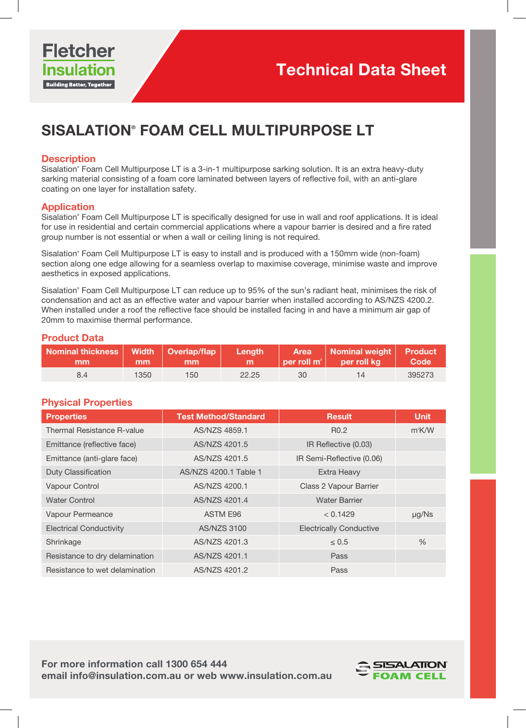Fletcher Insulation
Building Better, Together

Technical Data Sheet

# SISALATION® FOAM CELL MULTIPURPOSE LT

## Description

Sisalation® Foam Cell Multipurpose LT is a 3-in-1 multipurpose sarking solution. It is an extra heavy-duty sarking material consisting of a foam core laminated between layers of reflective foil, with an anti-glare coating on one layer for installation safety.

## Application

Sisalation® Foam Cell Multipurpose LT is specifically designed for use in wall and roof applications. It is ideal for use in residential and certain commercial applications where a vapour barrier is desired and a fire rated group number is not essential or when a wall or ceiling lining is not required.

Sisalation® Foam Cell Multipurpose LT is easy to install and is produced with a 150mm wide (non-foam) section along one edge allowing for a seamless overlap to maximise coverage, minimise waste and improve aesthetics in exposed applications.

Sisalation® Foam Cell Multipurpose LT can reduce up to 95% of the sun's radiant heat, minimises the risk of condensation and act as an effective water and vapour barrier when installed according to AS/NZS 4200.2. When installed under a roof the reflective face should be installed facing in and have a minimum air gap of 20mm to maximise thermal performance.

## Product Data

| Nominal thickness mm | Width mm | Overlap/flap mm | Length m | Area per roll m² | Nominal weight per roll kg | Product Code |
|---|---|---|---|---|---|---|
| 8.4 | 1350 | 150 | 22.25 | 30 | 14 | 395273 |

## Physical Properties

| Properties | Test Method/Standard | Result | Unit |
|---|---|---|---|
| Thermal Resistance R-value | AS/NZS 4859.1 | R0.2 | m²K/W |
| Emittance (reflective face) | AS/NZS 4201.5 | IR Reflective (0.03) | |
| Emittance (anti-glare face) | AS/NZS 4201.5 | IR Semi-Reflective (0.06) | |
| Duty Classification | AS/NZS 4200.1 Table 1 | Extra Heavy | |
| Vapour Control | AS/NZS 4200.1 | Class 2 Vapour Barrier | |
| Water Control | AS/NZS 4201.4 | Water Barrier | |
| Vapour Permeance | ASTM E96 | < 0.1429 | µg/Ns |
| Electrical Conductivity | AS/NZS 3100 | Electrically Conductive | |
| Shrinkage | AS/NZS 4201.3 | ≤ 0.5 | % |
| Resistance to dry delamination | AS/NZS 4201.1 | Pass | |
| Resistance to wet delamination | AS/NZS 4201.2 | Pass | |

**For more information call 1300 654 444**
**email info@insulation.com.au or web www.insulation.com.au**

SISALATION® FOAM CELL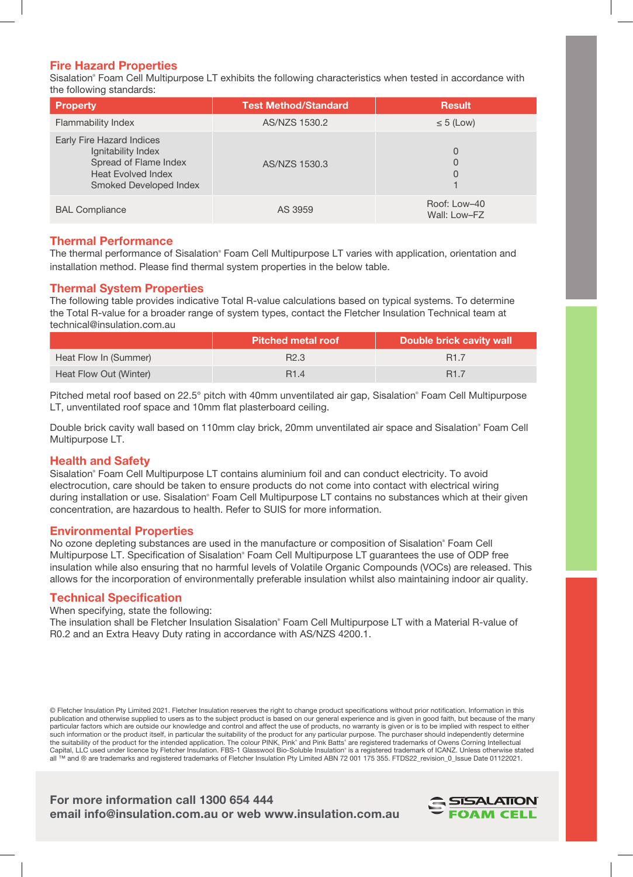## Fire Hazard Properties

Sisalation® Foam Cell Multipurpose LT exhibits the following characteristics when tested in accordance with the following standards:

| Property | Test Method/Standard | Result |
|---|---|---|
| Flammability Index | AS/NZS 1530.2 | ≤ 5 (Low) |
| Early Fire Hazard Indices<br>Ignitability Index<br>Spread of Flame Index<br>Heat Evolved Index<br>Smoked Developed Index | AS/NZS 1530.3 | <br>0<br>0<br>0<br>1 |
| BAL Compliance | AS 3959 | Roof: Low–40<br>Wall: Low–FZ |

## Thermal Performance

The thermal performance of Sisalation® Foam Cell Multipurpose LT varies with application, orientation and installation method. Please find thermal system properties in the below table.

## Thermal System Properties

The following table provides indicative Total R-value calculations based on typical systems. To determine the Total R-value for a broader range of system types, contact the Fletcher Insulation Technical team at technical@insulation.com.au

| | Pitched metal roof | Double brick cavity wall |
|---|---|---|
| Heat Flow In (Summer) | R2.3 | R1.7 |
| Heat Flow Out (Winter) | R1.4 | R1.7 |

Pitched metal roof based on 22.5° pitch with 40mm unventilated air gap, Sisalation® Foam Cell Multipurpose LT, unventilated roof space and 10mm flat plasterboard ceiling.

Double brick cavity wall based on 110mm clay brick, 20mm unventilated air space and Sisalation® Foam Cell Multipurpose LT.

## Health and Safety

Sisalation® Foam Cell Multipurpose LT contains aluminium foil and can conduct electricity. To avoid electrocution, care should be taken to ensure products do not come into contact with electrical wiring during installation or use. Sisalation® Foam Cell Multipurpose LT contains no substances which at their given concentration, are hazardous to health. Refer to SUIS for more information.

## Environmental Properties

No ozone depleting substances are used in the manufacture or composition of Sisalation® Foam Cell Multipurpose LT. Specification of Sisalation® Foam Cell Multipurpose LT guarantees the use of ODP free insulation while also ensuring that no harmful levels of Volatile Organic Compounds (VOCs) are released. This allows for the incorporation of environmentally preferable insulation whilst also maintaining indoor air quality.

## Technical Specification

When specifying, state the following:
The insulation shall be Fletcher Insulation Sisalation® Foam Cell Multipurpose LT with a Material R-value of R0.2 and an Extra Heavy Duty rating in accordance with AS/NZS 4200.1.

© Fletcher Insulation Pty Limited 2021. Fletcher Insulation reserves the right to change product specifications without prior notification. Information in this publication and otherwise supplied to users as to the subject product is based on our general experience and is given in good faith, but because of the many particular factors which are outside our knowledge and control and affect the use of products, no warranty is given or is to be implied with respect to either such information or the product itself, in particular the suitability of the product for any particular purpose. The purchaser should independently determine the suitability of the product for the intended application. The colour PINK, Pink® and Pink Batts® are registered trademarks of Owens Corning Intellectual Capital, LLC used under licence by Fletcher Insulation. FBS-1 Glasswool Bio-Soluble Insulation® is a registered trademark of ICANZ. Unless otherwise stated all ™ and ® are trademarks and registered trademarks of Fletcher Insulation Pty Limited ABN 72 001 175 355. FTDS22_revision_0_Issue Date 01122021.

**For more information call 1300 654 444**
**email info@insulation.com.au or web www.insulation.com.au**

SISALATION FOAM CELL